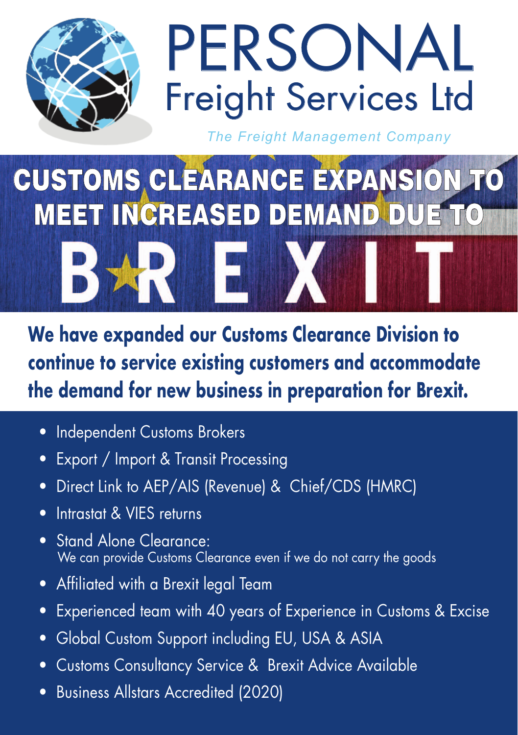# PERSONAL
## Freight Services Ltd

*The Freight Management Company*

# CUSTOMS CLEARANCE EXPANSION TO MEET INCREASED DEMAND DUE TO BREXIT

**We have expanded our Customs Clearance Division to continue to service existing customers and accommodate the demand for new business in preparation for Brexit.**

- Independent Customs Brokers
- Export / Import & Transit Processing
- Direct Link to AEP/AIS (Revenue) & Chief/CDS (HMRC)
- Intrastat & VIES returns
- Stand Alone Clearance:
  We can provide Customs Clearance even if we do not carry the goods
- Affiliated with a Brexit legal Team
- Experienced team with 40 years of Experience in Customs & Excise
- Global Custom Support including EU, USA & ASIA
- Customs Consultancy Service & Brexit Advice Available
- Business Allstars Accredited (2020)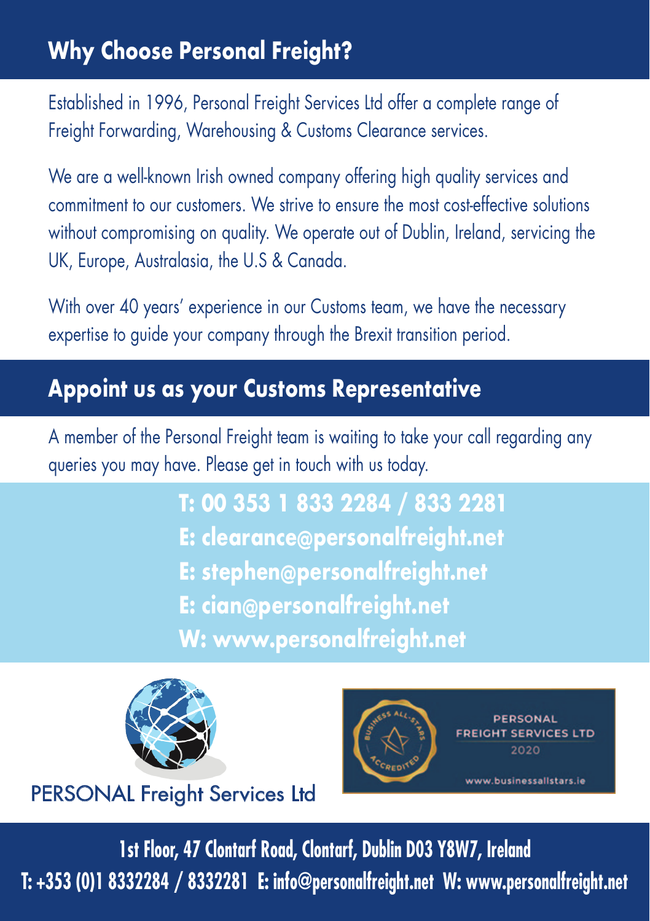## Why Choose Personal Freight?

Established in 1996, Personal Freight Services Ltd offer a complete range of Freight Forwarding, Warehousing & Customs Clearance services.

We are a well-known Irish owned company offering high quality services and commitment to our customers. We strive to ensure the most cost-effective solutions without compromising on quality. We operate out of Dublin, Ireland, servicing the UK, Europe, Australasia, the U.S & Canada.

With over 40 years' experience in our Customs team, we have the necessary expertise to guide your company through the Brexit transition period.

## Appoint us as your Customs Representative

A member of the Personal Freight team is waiting to take your call regarding any queries you may have. Please get in touch with us today.

**T: 00 353 1 833 2284 / 833 2281**
**E: clearance@personalfreight.net**
**E: stephen@personalfreight.net**
**E: cian@personalfreight.net**
**W: www.personalfreight.net**

PERSONAL Freight Services Ltd

BUSINESS ALL-STARS ACCREDITED
PERSONAL FREIGHT SERVICES LTD
2020
www.businessallstars.ie

**1st Floor, 47 Clontarf Road, Clontarf, Dublin D03 Y8W7, Ireland**
**T: +353 (0)1 8332284 / 8332281 E: info@personalfreight.net W: www.personalfreight.net**